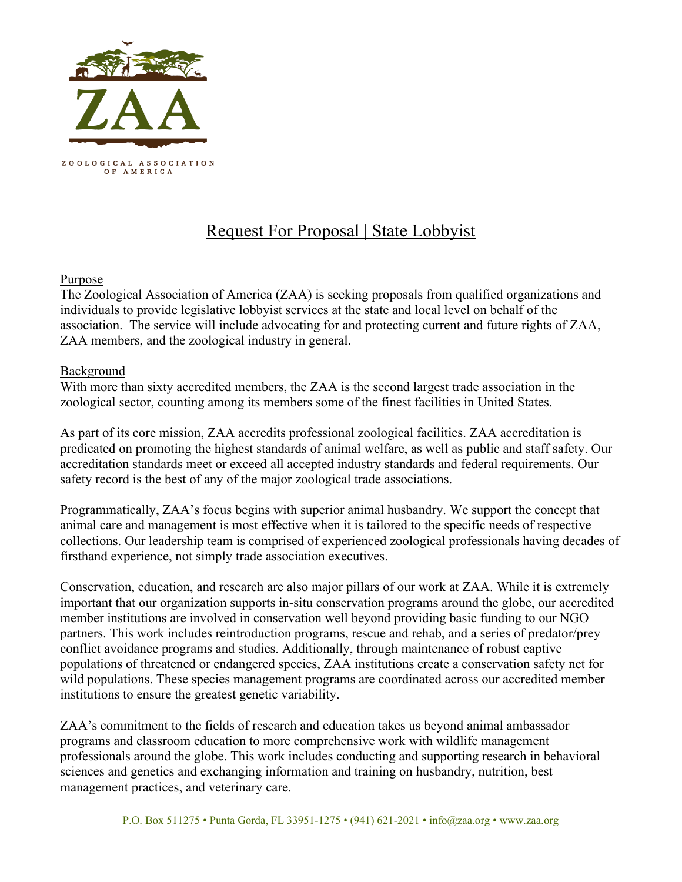ZOOLOGICAL ASSOCIATION OF AMERICA

# Request For Proposal | State Lobbyist

## Purpose

The Zoological Association of America (ZAA) is seeking proposals from qualified organizations and individuals to provide legislative lobbyist services at the state and local level on behalf of the association. The service will include advocating for and protecting current and future rights of ZAA, ZAA members, and the zoological industry in general.

## Background

With more than sixty accredited members, the ZAA is the second largest trade association in the zoological sector, counting among its members some of the finest facilities in United States.

As part of its core mission, ZAA accredits professional zoological facilities. ZAA accreditation is predicated on promoting the highest standards of animal welfare, as well as public and staff safety. Our accreditation standards meet or exceed all accepted industry standards and federal requirements. Our safety record is the best of any of the major zoological trade associations.

Programmatically, ZAA's focus begins with superior animal husbandry. We support the concept that animal care and management is most effective when it is tailored to the specific needs of respective collections. Our leadership team is comprised of experienced zoological professionals having decades of firsthand experience, not simply trade association executives.

Conservation, education, and research are also major pillars of our work at ZAA. While it is extremely important that our organization supports in-situ conservation programs around the globe, our accredited member institutions are involved in conservation well beyond providing basic funding to our NGO partners. This work includes reintroduction programs, rescue and rehab, and a series of predator/prey conflict avoidance programs and studies. Additionally, through maintenance of robust captive populations of threatened or endangered species, ZAA institutions create a conservation safety net for wild populations. These species management programs are coordinated across our accredited member institutions to ensure the greatest genetic variability.

ZAA's commitment to the fields of research and education takes us beyond animal ambassador programs and classroom education to more comprehensive work with wildlife management professionals around the globe. This work includes conducting and supporting research in behavioral sciences and genetics and exchanging information and training on husbandry, nutrition, best management practices, and veterinary care.

P.O. Box 511275 • Punta Gorda, FL 33951-1275 • (941) 621-2021 • info@zaa.org • www.zaa.org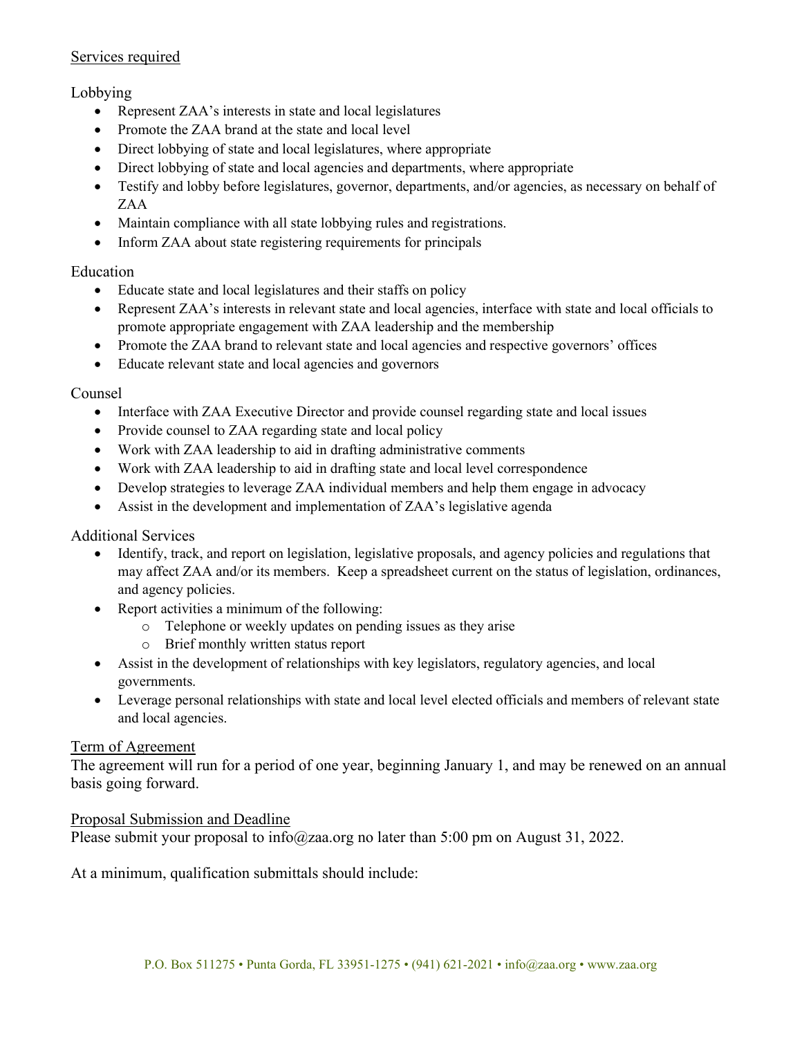## Services required

### Lobbying

- Represent ZAA's interests in state and local legislatures
- Promote the ZAA brand at the state and local level
- Direct lobbying of state and local legislatures, where appropriate
- Direct lobbying of state and local agencies and departments, where appropriate
- Testify and lobby before legislatures, governor, departments, and/or agencies, as necessary on behalf of ZAA
- Maintain compliance with all state lobbying rules and registrations.
- Inform ZAA about state registering requirements for principals

### Education

- Educate state and local legislatures and their staffs on policy
- Represent ZAA's interests in relevant state and local agencies, interface with state and local officials to promote appropriate engagement with ZAA leadership and the membership
- Promote the ZAA brand to relevant state and local agencies and respective governors' offices
- Educate relevant state and local agencies and governors

### Counsel

- Interface with ZAA Executive Director and provide counsel regarding state and local issues
- Provide counsel to ZAA regarding state and local policy
- Work with ZAA leadership to aid in drafting administrative comments
- Work with ZAA leadership to aid in drafting state and local level correspondence
- Develop strategies to leverage ZAA individual members and help them engage in advocacy
- Assist in the development and implementation of ZAA's legislative agenda

### Additional Services

- Identify, track, and report on legislation, legislative proposals, and agency policies and regulations that may affect ZAA and/or its members. Keep a spreadsheet current on the status of legislation, ordinances, and agency policies.
- Report activities a minimum of the following:
  - Telephone or weekly updates on pending issues as they arise
  - Brief monthly written status report
- Assist in the development of relationships with key legislators, regulatory agencies, and local governments.
- Leverage personal relationships with state and local level elected officials and members of relevant state and local agencies.

## Term of Agreement

The agreement will run for a period of one year, beginning January 1, and may be renewed on an annual basis going forward.

## Proposal Submission and Deadline

Please submit your proposal to info@zaa.org no later than 5:00 pm on August 31, 2022.

At a minimum, qualification submittals should include: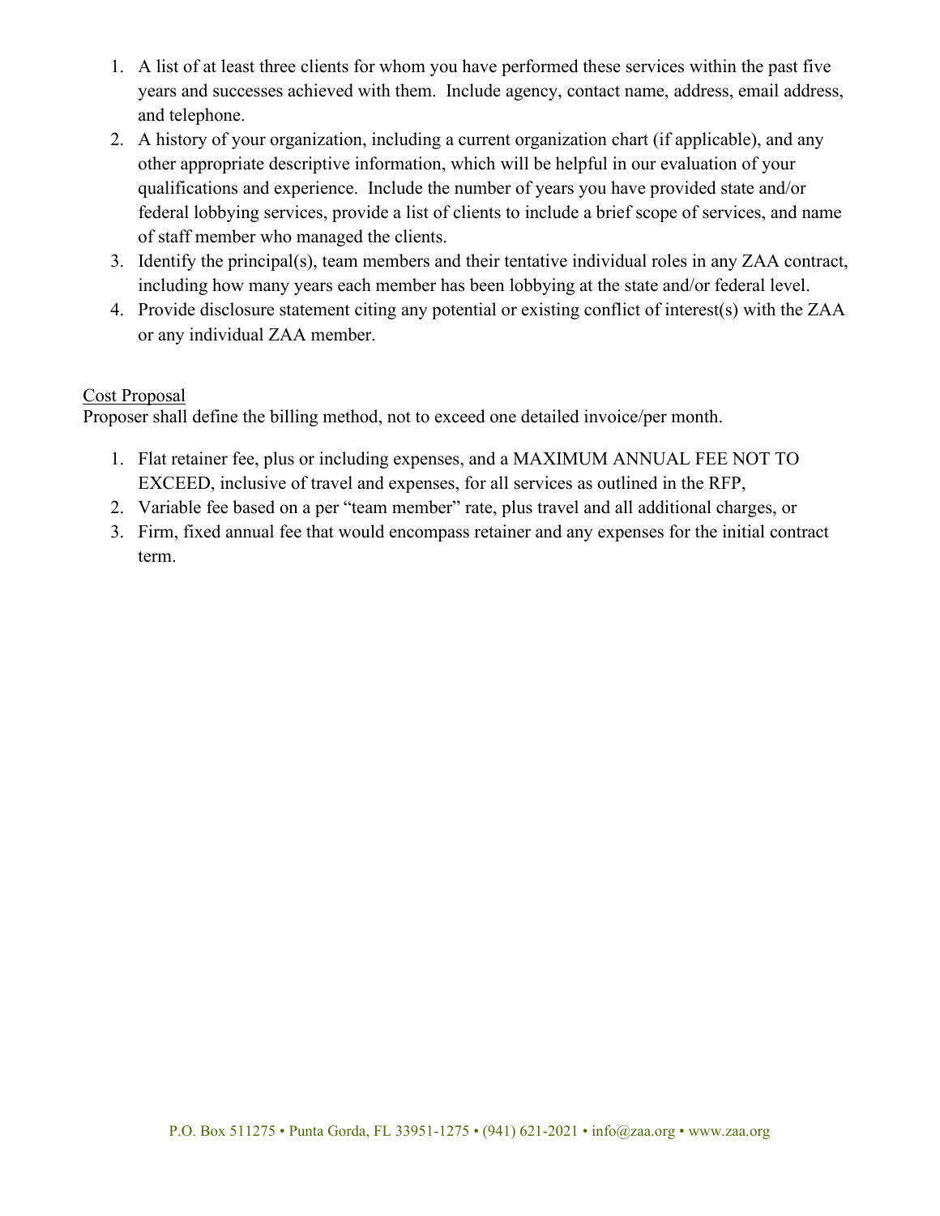1. A list of at least three clients for whom you have performed these services within the past five years and successes achieved with them. Include agency, contact name, address, email address, and telephone.
2. A history of your organization, including a current organization chart (if applicable), and any other appropriate descriptive information, which will be helpful in our evaluation of your qualifications and experience. Include the number of years you have provided state and/or federal lobbying services, provide a list of clients to include a brief scope of services, and name of staff member who managed the clients.
3. Identify the principal(s), team members and their tentative individual roles in any ZAA contract, including how many years each member has been lobbying at the state and/or federal level.
4. Provide disclosure statement citing any potential or existing conflict of interest(s) with the ZAA or any individual ZAA member.

<u>Cost Proposal</u>

Proposer shall define the billing method, not to exceed one detailed invoice/per month.

1. Flat retainer fee, plus or including expenses, and a MAXIMUM ANNUAL FEE NOT TO EXCEED, inclusive of travel and expenses, for all services as outlined in the RFP,
2. Variable fee based on a per "team member" rate, plus travel and all additional charges, or
3. Firm, fixed annual fee that would encompass retainer and any expenses for the initial contract term.